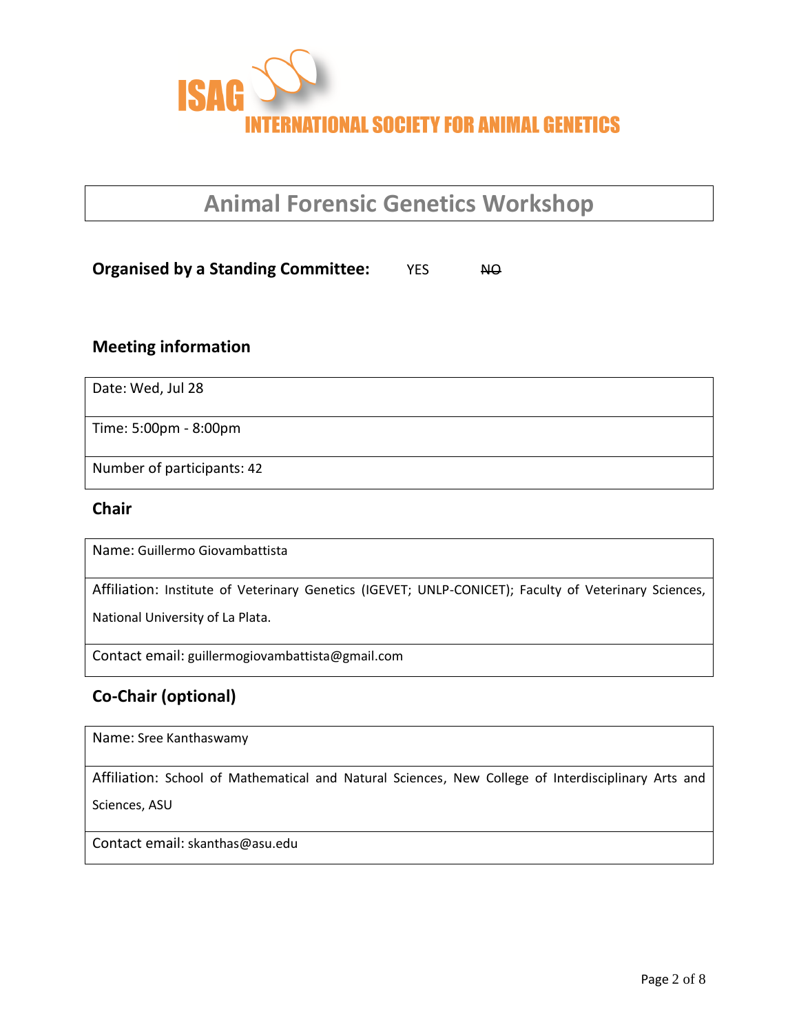ISAG

INTERNATIONAL SOCIETY FOR ANIMAL GENETICS

# Animal Forensic Genetics Workshop

**Organised by a Standing Committee:** YES ~~NO~~

## Meeting information

| Date: Wed, Jul 28 |
|---|
| Time: 5:00pm - 8:00pm |
| Number of participants: 42 |

## Chair

| Name: Guillermo Giovambattista |
|---|
| Affiliation: Institute of Veterinary Genetics (IGEVET; UNLP-CONICET); Faculty of Veterinary Sciences, National University of La Plata. |
| Contact email: guillermogiovambattista@gmail.com |

## Co-Chair (optional)

| Name: Sree Kanthaswamy |
|---|
| Affiliation: School of Mathematical and Natural Sciences, New College of Interdisciplinary Arts and Sciences, ASU |
| Contact email: skanthas@asu.edu |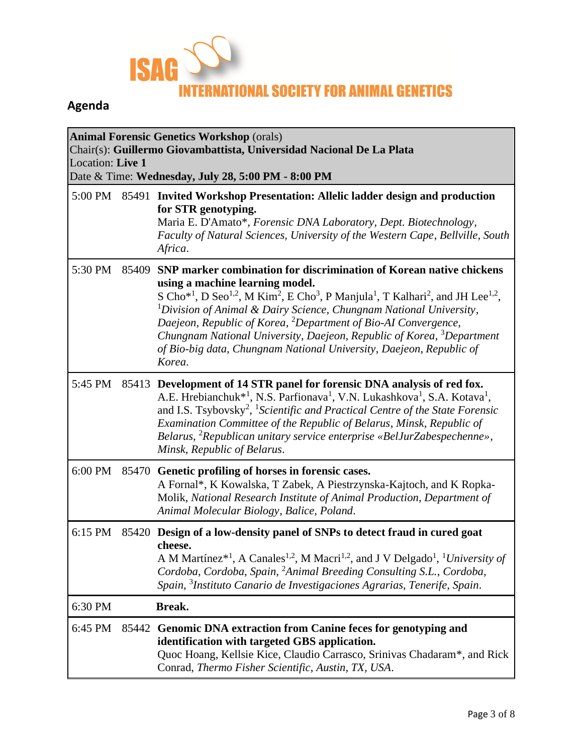## Agenda

| **Animal Forensic Genetics Workshop** (orals)<br>Chair(s): **Guillermo Giovambattista, Universidad Nacional De La Plata**<br>Location: **Live 1**<br>Date & Time: **Wednesday, July 28, 5:00 PM - 8:00 PM** | | |
|---|---|---|
| 5:00 PM | 85491 | **Invited Workshop Presentation: Allelic ladder design and production for STR genotyping.**<br>Maria E. D'Amato*, *Forensic DNA Laboratory, Dept. Biotechnology, Faculty of Natural Sciences, University of the Western Cape, Bellville, South Africa.* |
| 5:30 PM | 85409 | **SNP marker combination for discrimination of Korean native chickens using a machine learning model.**<br>S Cho*[1], D Seo[1,2], M Kim[2], E Cho[3], P Manjula[1], T Kalhari[2], and JH Lee[1,2], [1]*Division of Animal & Dairy Science, Chungnam National University, Daejeon, Republic of Korea*, [2]*Department of Bio-AI Convergence, Chungnam National University, Daejeon, Republic of Korea*, [3]*Department of Bio-big data, Chungnam National University, Daejeon, Republic of Korea.* |
| 5:45 PM | 85413 | **Development of 14 STR panel for forensic DNA analysis of red fox.**<br>A.E. Hrebianchuk*[1], N.S. Parfionava[1], V.N. Lukashkova[1], S.A. Kotava[1], and I.S. Tsybovsky[2], [1]*Scientific and Practical Centre of the State Forensic Examination Committee of the Republic of Belarus, Minsk, Republic of Belarus*, [2]*Republican unitary service enterprise «BelJurZabespechenne», Minsk, Republic of Belarus.* |
| 6:00 PM | 85470 | **Genetic profiling of horses in forensic cases.**<br>A Fornal*, K Kowalska, T Zabek, A Piestrzynska-Kajtoch, and K Ropka-Molik, *National Research Institute of Animal Production, Department of Animal Molecular Biology, Balice, Poland.* |
| 6:15 PM | 85420 | **Design of a low-density panel of SNPs to detect fraud in cured goat cheese.**<br>A M Martínez*[1], A Canales[1,2], M Macri[1,2], and J V Delgado[1], [1]*University of Cordoba, Cordoba, Spain*, [2]*Animal Breeding Consulting S.L., Cordoba, Spain*, [3]*Instituto Canario de Investigaciones Agrarias, Tenerife, Spain.* |
| 6:30 PM | | **Break.** |
| 6:45 PM | 85442 | **Genomic DNA extraction from Canine feces for genotyping and identification with targeted GBS application.**<br>Quoc Hoang, Kellsie Kice, Claudio Carrasco, Srinivas Chadaram*, and Rick Conrad, *Thermo Fisher Scientific, Austin, TX, USA.* |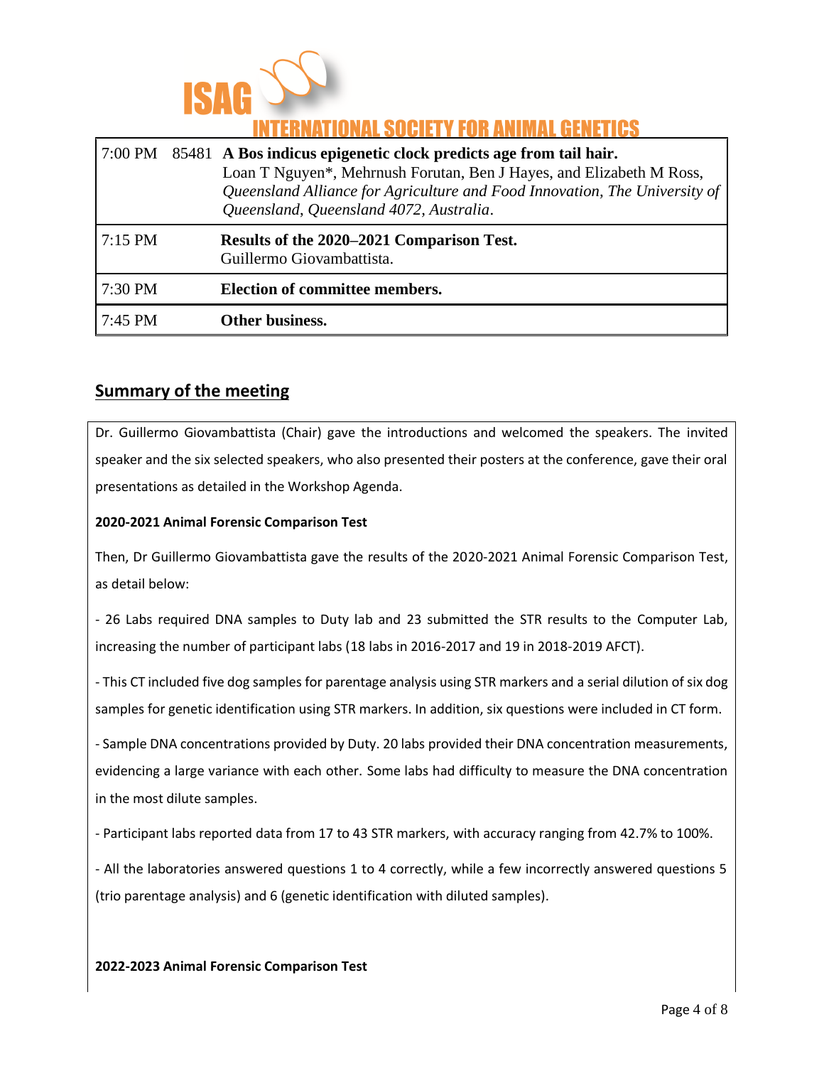| | | |
|---|---|---|
| 7:00 PM | 85481 | **A Bos indicus epigenetic clock predicts age from tail hair.** Loan T Nguyen*, Mehrnush Forutan, Ben J Hayes, and Elizabeth M Ross, *Queensland Alliance for Agriculture and Food Innovation, The University of Queensland, Queensland 4072, Australia*. |
| 7:15 PM | | **Results of the 2020–2021 Comparison Test.** Guillermo Giovambattista. |
| 7:30 PM | | **Election of committee members.** |
| 7:45 PM | | **Other business.** |

## Summary of the meeting

Dr. Guillermo Giovambattista (Chair) gave the introductions and welcomed the speakers. The invited speaker and the six selected speakers, who also presented their posters at the conference, gave their oral presentations as detailed in the Workshop Agenda.

**2020-2021 Animal Forensic Comparison Test**

Then, Dr Guillermo Giovambattista gave the results of the 2020-2021 Animal Forensic Comparison Test, as detail below:

- 26 Labs required DNA samples to Duty lab and 23 submitted the STR results to the Computer Lab, increasing the number of participant labs (18 labs in 2016-2017 and 19 in 2018-2019 AFCT).

- This CT included five dog samples for parentage analysis using STR markers and a serial dilution of six dog samples for genetic identification using STR markers. In addition, six questions were included in CT form.

- Sample DNA concentrations provided by Duty. 20 labs provided their DNA concentration measurements, evidencing a large variance with each other. Some labs had difficulty to measure the DNA concentration in the most dilute samples.

- Participant labs reported data from 17 to 43 STR markers, with accuracy ranging from 42.7% to 100%.

- All the laboratories answered questions 1 to 4 correctly, while a few incorrectly answered questions 5 (trio parentage analysis) and 6 (genetic identification with diluted samples).

**2022-2023 Animal Forensic Comparison Test**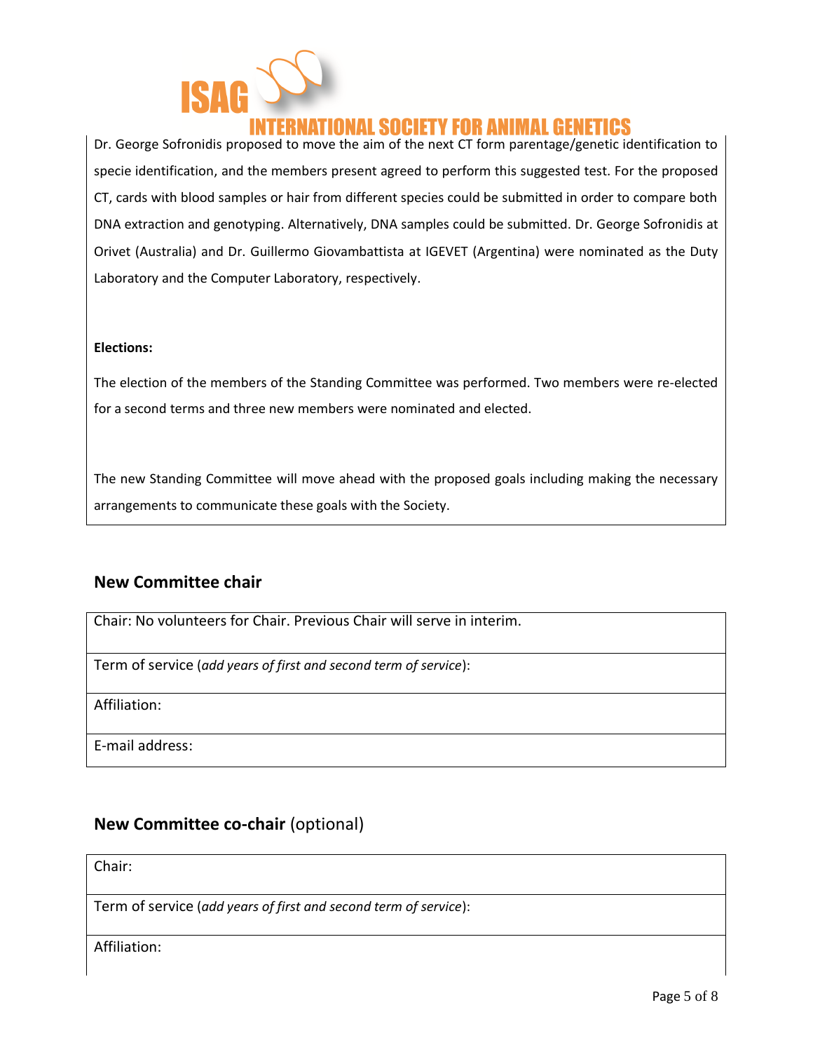Dr. George Sofronidis proposed to move the aim of the next CT form parentage/genetic identification to specie identification, and the members present agreed to perform this suggested test. For the proposed CT, cards with blood samples or hair from different species could be submitted in order to compare both DNA extraction and genotyping. Alternatively, DNA samples could be submitted. Dr. George Sofronidis at Orivet (Australia) and Dr. Guillermo Giovambattista at IGEVET (Argentina) were nominated as the Duty Laboratory and the Computer Laboratory, respectively.

**Elections:**

The election of the members of the Standing Committee was performed. Two members were re-elected for a second terms and three new members were nominated and elected.

The new Standing Committee will move ahead with the proposed goals including making the necessary arrangements to communicate these goals with the Society.

## New Committee chair

| Chair: No volunteers for Chair. Previous Chair will serve in interim. |
|---|
| Term of service (*add years of first and second term of service*): |
| Affiliation: |
| E-mail address: |

## New Committee co-chair (optional)

| Chair: |
|---|
| Term of service (*add years of first and second term of service*): |
| Affiliation: |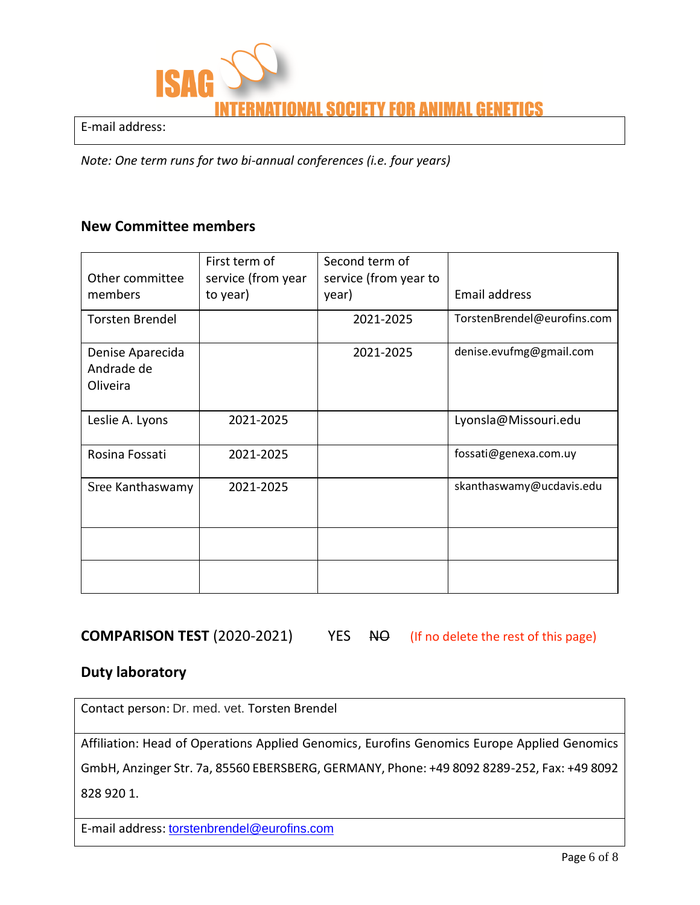| E-mail address: |
|---|

*Note: One term runs for two bi-annual conferences (i.e. four years)*

## New Committee members

| Other committee members | First term of service (from year to year) | Second term of service (from year to year) | Email address |
|---|---|---|---|
| Torsten Brendel | | 2021-2025 | TorstenBrendel@eurofins.com |
| Denise Aparecida Andrade de Oliveira | | 2021-2025 | denise.evufmg@gmail.com |
| Leslie A. Lyons | 2021-2025 | | Lyonsla@Missouri.edu |
| Rosina Fossati | 2021-2025 | | fossati@genexa.com.uy |
| Sree Kanthaswamy | 2021-2025 | | skanthaswamy@ucdavis.edu |
| | | | |
| | | | |

**COMPARISON TEST** (2020-2021) YES ~~NO~~ (If no delete the rest of this page)

## Duty laboratory

| Contact person: Dr. med. vet. Torsten Brendel |
|---|
| Affiliation: Head of Operations Applied Genomics, Eurofins Genomics Europe Applied Genomics GmbH, Anzinger Str. 7a, 85560 EBERSBERG, GERMANY, Phone: +49 8092 8289-252, Fax: +49 8092 828 920 1. |
| E-mail address: torstenbrendel@eurofins.com |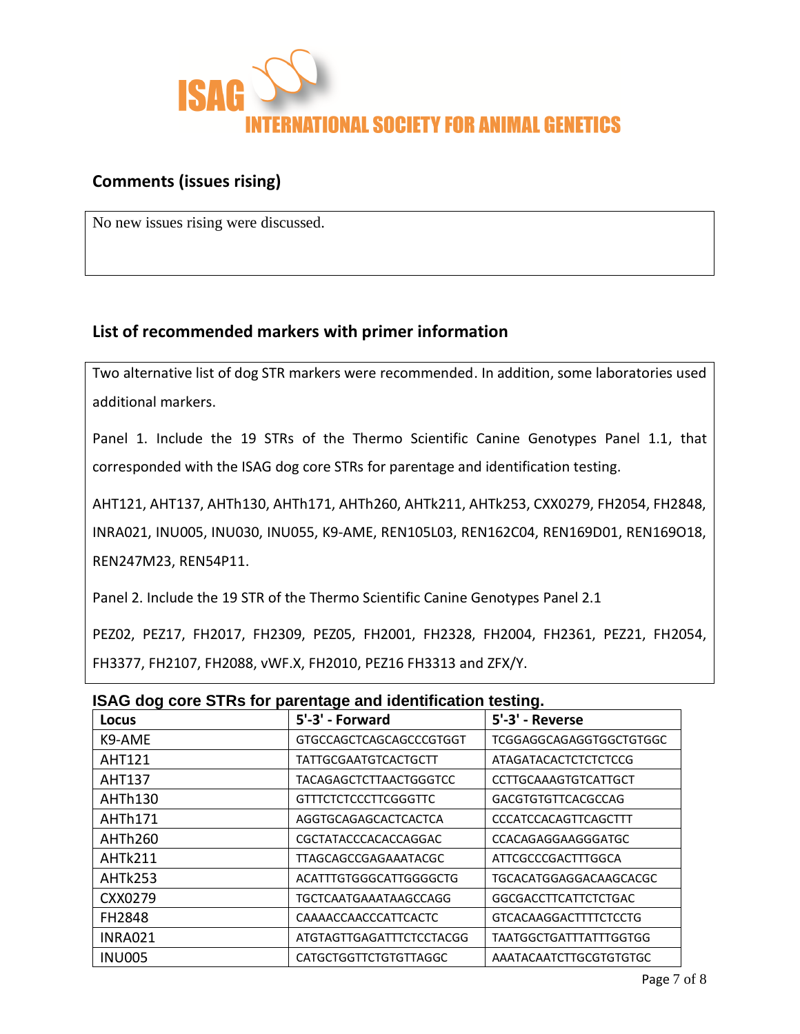## Comments (issues rising)

No new issues rising were discussed.

## List of recommended markers with primer information

Two alternative list of dog STR markers were recommended. In addition, some laboratories used additional markers.

Panel 1. Include the 19 STRs of the Thermo Scientific Canine Genotypes Panel 1.1, that corresponded with the ISAG dog core STRs for parentage and identification testing.

AHT121, AHT137, AHTh130, AHTh171, AHTh260, AHTk211, AHTk253, CXX0279, FH2054, FH2848, INRA021, INU005, INU030, INU055, K9-AME, REN105L03, REN162C04, REN169D01, REN169O18, REN247M23, REN54P11.

Panel 2. Include the 19 STR of the Thermo Scientific Canine Genotypes Panel 2.1

PEZ02, PEZ17, FH2017, FH2309, PEZ05, FH2001, FH2328, FH2004, FH2361, PEZ21, FH2054, FH3377, FH2107, FH2088, vWF.X, FH2010, PEZ16 FH3313 and ZFX/Y.

**ISAG dog core STRs for parentage and identification testing.**

| Locus | 5'-3' - Forward | 5'-3' - Reverse |
|---|---|---|
| K9-AME | GTGCCAGCTCAGCAGCCCGTGGT | TCGGAGGCAGAGGTGGCTGTGGC |
| AHT121 | TATTGCGAATGTCACTGCTT | ATAGATACACTCTCTCTCCG |
| AHT137 | TACAGAGCTCTTAACTGGGTCC | CCTTGCAAAGTGTCATTGCT |
| AHTh130 | GTTTCTCTCCCTTCGGGTTC | GACGTGTGTTCACGCCAG |
| AHTh171 | AGGTGCAGAGCACTCACTCA | CCCATCCACAGTTCAGCTTT |
| AHTh260 | CGCTATACCCACACCAGGAC | CCACAGAGGAAGGGATGC |
| AHTk211 | TTAGCAGCCGAGAAATACGC | ATTCGCCCGACTTTGGCA |
| AHTk253 | ACATTTGTGGGCATTGGGGCTG | TGCACATGGAGGACAAGCACGC |
| CXX0279 | TGCTCAATGAAATAAGCCAGG | GGCGACCTTCATTCTCTGAC |
| FH2848 | CAAAACCAACCCATTCACTC | GTCACAAGGACTTTTCTCCTG |
| INRA021 | ATGTAGTTGAGATTTCTCCTACGG | TAATGGCTGATTTATTTGGTGG |
| INU005 | CATGCTGGTTCTGTGTTAGGC | AAATACAATCTTGCGTGTGTGC |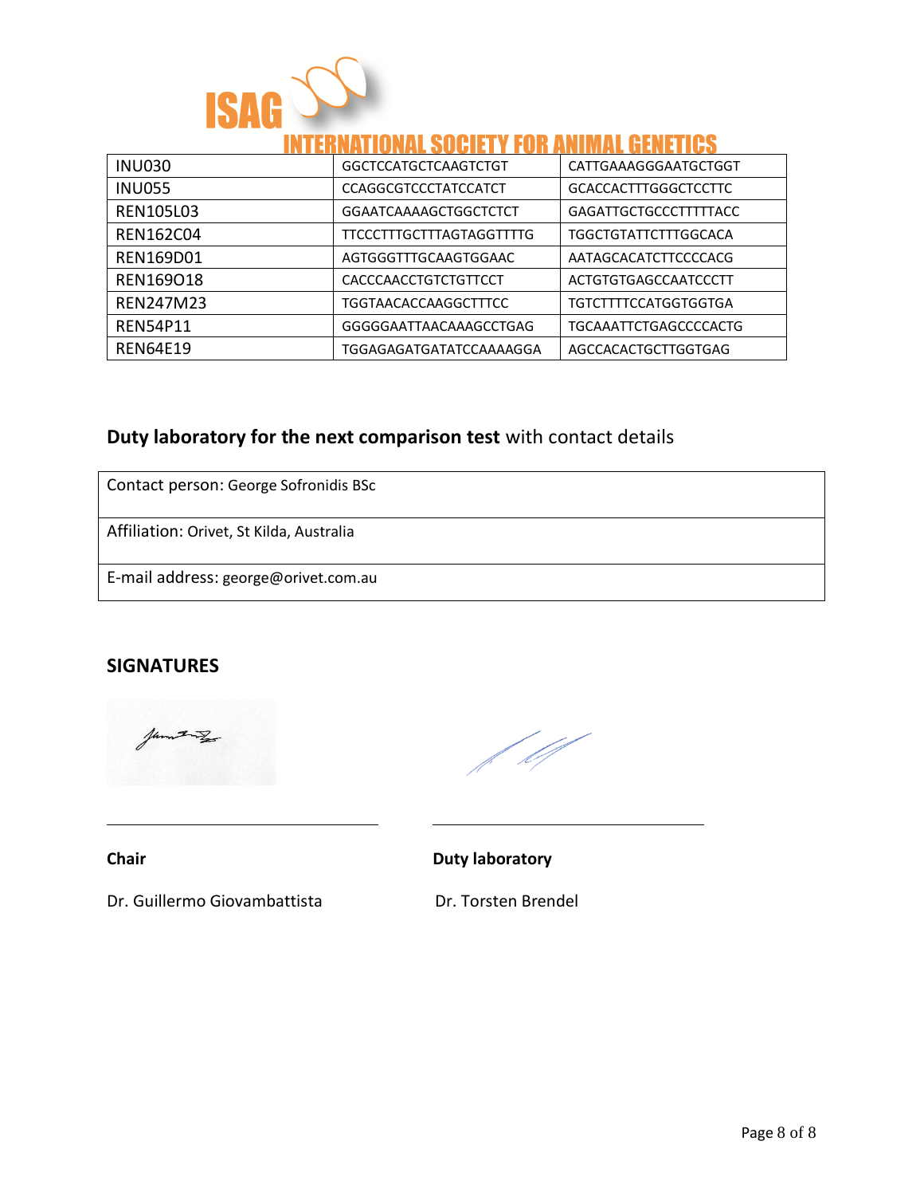| | | |
|---|---|---|
| INU030 | GGCTCCATGCTCAAGTCTGT | CATTGAAAGGGAATGCTGGT |
| INU055 | CCAGGCGTCCCTATCCATCT | GCACCACTTTGGGCTCCTTC |
| REN105L03 | GGAATCAAAAGCTGGCTCTCT | GAGATTGCTGCCCTTTTTACC |
| REN162C04 | TTCCCTTTGCTTTAGTAGGTTTTG | TGGCTGTATTCTTTGGCACA |
| REN169D01 | AGTGGGTTTGCAAGTGGAAC | AATAGCACATCTTCCCCACG |
| REN169O18 | CACCCAACCTGTCTGTTCCT | ACTGTGTGAGCCAATCCCTT |
| REN247M23 | TGGTAACACCAAGGCTTTCC | TGTCTTTTCCATGGTGGTGA |
| REN54P11 | GGGGGAATTAACAAAGCCTGAG | TGCAAATTCTGAGCCCCACTG |
| REN64E19 | TGGAGAGATGATATCCAAAAGGA | AGCCACACTGCTTGGTGAG |

## **Duty laboratory for the next comparison test** with contact details

| |
|---|
| Contact person: George Sofronidis BSc |
| Affiliation: Orivet, St Kilda, Australia |
| E-mail address: george@orivet.com.au |

## SIGNATURES

**Chair**

Dr. Guillermo Giovambattista

**Duty laboratory**

Dr. Torsten Brendel